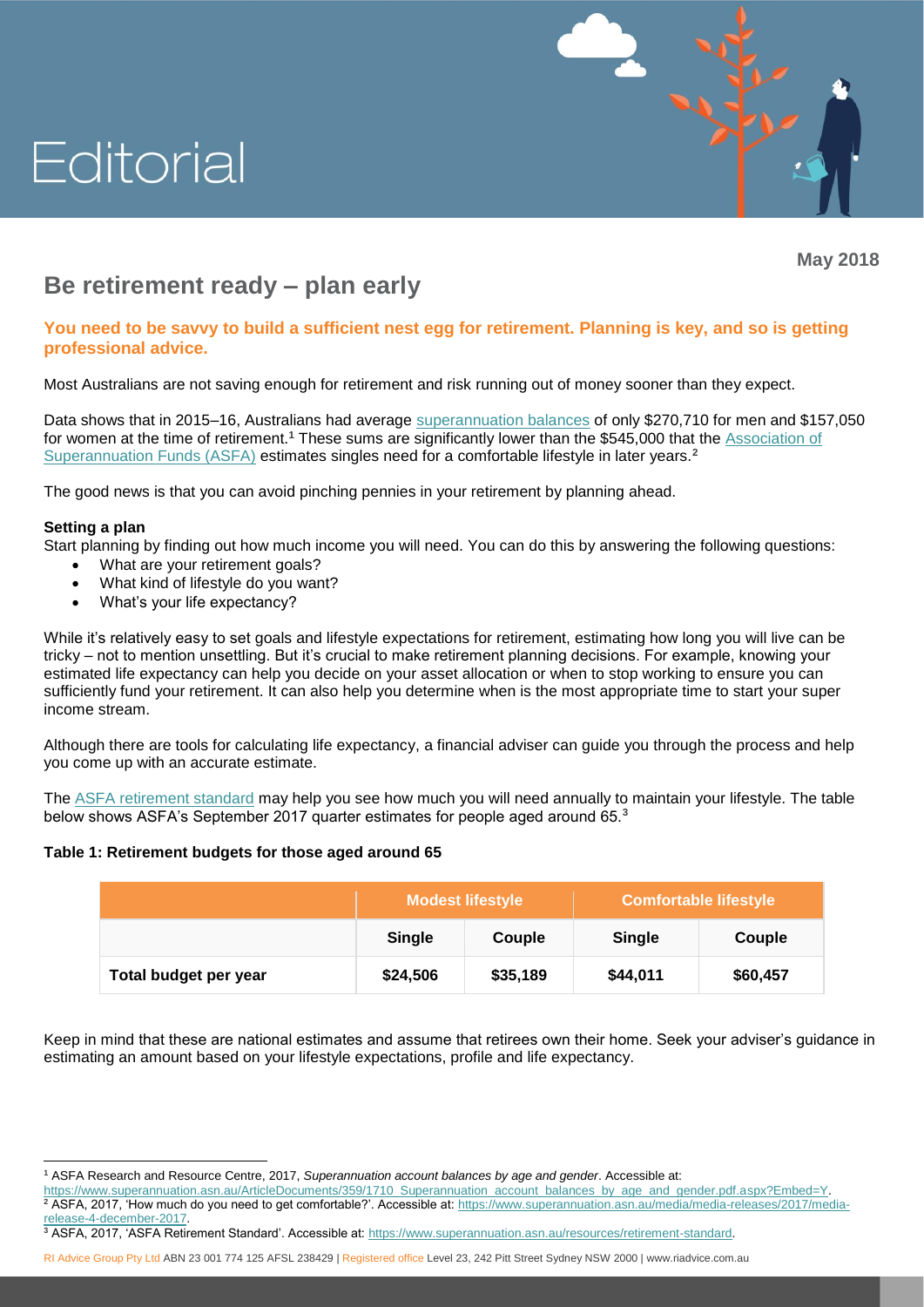# Editorial

May 2018

## Be retirement ready – plan early

**You need to be savvy to build a sufficient nest egg for retirement. Planning is key, and so is getting professional advice.**

Most Australians are not saving enough for retirement and risk running out of money sooner than they expect.

Data shows that in 2015–16, Australians had average superannuation balances of only $270,710 for men and $157,050 for women at the time of retirement.[1] These sums are significantly lower than the $545,000 that the Association of Superannuation Funds (ASFA) estimates singles need for a comfortable lifestyle in later years.[2]

The good news is that you can avoid pinching pennies in your retirement by planning ahead.

**Setting a plan**

Start planning by finding out how much income you will need. You can do this by answering the following questions:

- What are your retirement goals?
- What kind of lifestyle do you want?
- What's your life expectancy?

While it's relatively easy to set goals and lifestyle expectations for retirement, estimating how long you will live can be tricky – not to mention unsettling. But it's crucial to make retirement planning decisions. For example, knowing your estimated life expectancy can help you decide on your asset allocation or when to stop working to ensure you can sufficiently fund your retirement. It can also help you determine when is the most appropriate time to start your super income stream.

Although there are tools for calculating life expectancy, a financial adviser can guide you through the process and help you come up with an accurate estimate.

The ASFA retirement standard may help you see how much you will need annually to maintain your lifestyle. The table below shows ASFA's September 2017 quarter estimates for people aged around 65.[3]

**Table 1: Retirement budgets for those aged around 65**

| | Modest lifestyle | | Comfortable lifestyle | |
|---|---|---|---|---|
| | **Single** | **Couple** | **Single** | **Couple** |
| **Total budget per year** | **$24,506** | **$35,189** | **$44,011** | **$60,457** |

Keep in mind that these are national estimates and assume that retirees own their home. Seek your adviser's guidance in estimating an amount based on your lifestyle expectations, profile and life expectancy.

[1] ASFA Research and Resource Centre, 2017, *Superannuation account balances by age and gender*. Accessible at: https://www.superannuation.asn.au/ArticleDocuments/359/1710_Superannuation_account_balances_by_age_and_gender.pdf.aspx?Embed=Y.

[2] ASFA, 2017, 'How much do you need to get comfortable?'. Accessible at: https://www.superannuation.asn.au/media/media-releases/2017/media-release-4-december-2017.

[3] ASFA, 2017, 'ASFA Retirement Standard'. Accessible at: https://www.superannuation.asn.au/resources/retirement-standard.

RI Advice Group Pty Ltd ABN 23 001 774 125 AFSL 238429 | Registered office Level 23, 242 Pitt Street Sydney NSW 2000 | www.riadvice.com.au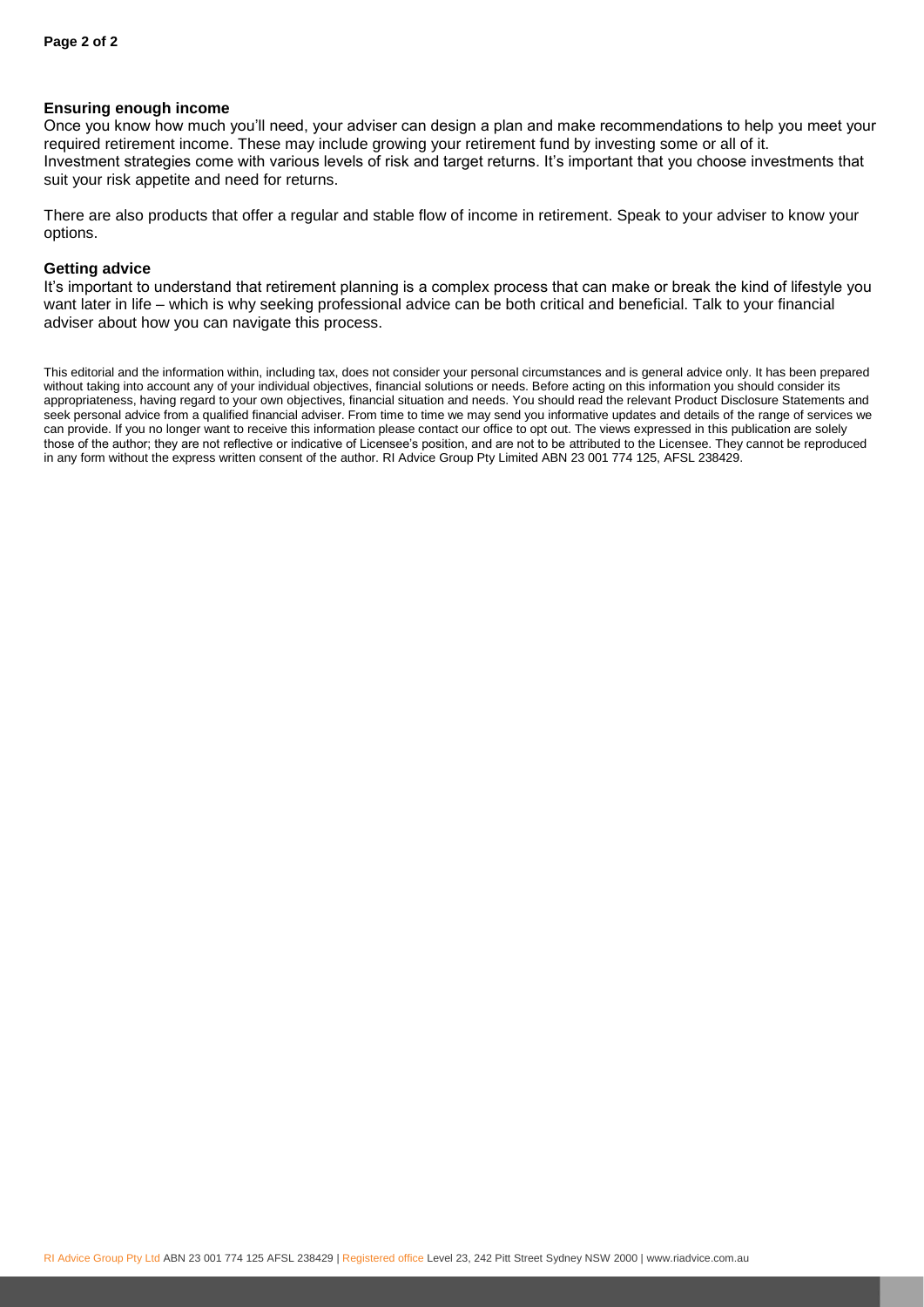### Ensuring enough income

Once you know how much you'll need, your adviser can design a plan and make recommendations to help you meet your required retirement income. These may include growing your retirement fund by investing some or all of it. Investment strategies come with various levels of risk and target returns. It's important that you choose investments that suit your risk appetite and need for returns.

There are also products that offer a regular and stable flow of income in retirement. Speak to your adviser to know your options.

### Getting advice

It's important to understand that retirement planning is a complex process that can make or break the kind of lifestyle you want later in life – which is why seeking professional advice can be both critical and beneficial. Talk to your financial adviser about how you can navigate this process.

This editorial and the information within, including tax, does not consider your personal circumstances and is general advice only. It has been prepared without taking into account any of your individual objectives, financial solutions or needs. Before acting on this information you should consider its appropriateness, having regard to your own objectives, financial situation and needs. You should read the relevant Product Disclosure Statements and seek personal advice from a qualified financial adviser. From time to time we may send you informative updates and details of the range of services we can provide. If you no longer want to receive this information please contact our office to opt out. The views expressed in this publication are solely those of the author; they are not reflective or indicative of Licensee's position, and are not to be attributed to the Licensee. They cannot be reproduced in any form without the express written consent of the author. RI Advice Group Pty Limited ABN 23 001 774 125, AFSL 238429.

RI Advice Group Pty Ltd ABN 23 001 774 125 AFSL 238429 | Registered office Level 23, 242 Pitt Street Sydney NSW 2000 | www.riadvice.com.au